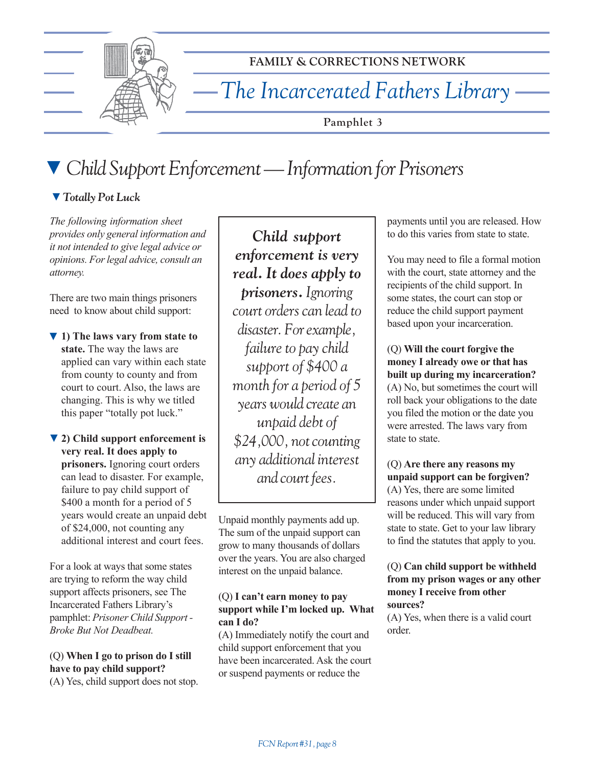FAMILY & CORRECTIONS NETWORK

# The Incarcerated Fathers Library

Pamphlet 3

## ▼ Child Support Enforcement — Information for Prisoners

### ▼ Totally Pot Luck

*The following information sheet provides only general information and it not intended to give legal advice or opinions. For legal advice, consult an attorney.*

There are two main things prisoners need to know about child support:

▼ **1) The laws vary from state to state.** The way the laws are applied can vary within each state from county to county and from court to court. Also, the laws are changing. This is why we titled this paper "totally pot luck."

▼ **2) Child support enforcement is very real. It does apply to prisoners.** Ignoring court orders can lead to disaster. For example, failure to pay child support of $400 a month for a period of 5 years would create an unpaid debt of $24,000, not counting any additional interest and court fees.

For a look at ways that some states are trying to reform the way child support affects prisoners, see The Incarcerated Fathers Library's pamphlet: *Prisoner Child Support - Broke But Not Deadbeat.*

(Q) **When I go to prison do I still have to pay child support?**
(A) Yes, child support does not stop.

> ***Child support enforcement is very real. It does apply to prisoners.*** *Ignoring court orders can lead to disaster. For example, failure to pay child support of $400 a month for a period of 5 years would create an unpaid debt of $24,000, not counting any additional interest and court fees.*

Unpaid monthly payments add up. The sum of the unpaid support can grow to many thousands of dollars over the years. You are also charged interest on the unpaid balance.

(Q) **I can't earn money to pay support while I'm locked up. What can I do?**
(A) Immediately notify the court and child support enforcement that you have been incarcerated. Ask the court or suspend payments or reduce the payments until you are released. How to do this varies from state to state.

You may need to file a formal motion with the court, state attorney and the recipients of the child support. In some states, the court can stop or reduce the child support payment based upon your incarceration.

(Q) **Will the court forgive the money I already owe or that has built up during my incarceration?**
(A) No, but sometimes the court will roll back your obligations to the date you filed the motion or the date you were arrested. The laws vary from state to state.

(Q) **Are there any reasons my unpaid support can be forgiven?**
(A) Yes, there are some limited reasons under which unpaid support will be reduced. This will vary from state to state. Get to your law library to find the statutes that apply to you.

(Q) **Can child support be withheld from my prison wages or any other money I receive from other sources?**
(A) Yes, when there is a valid court order.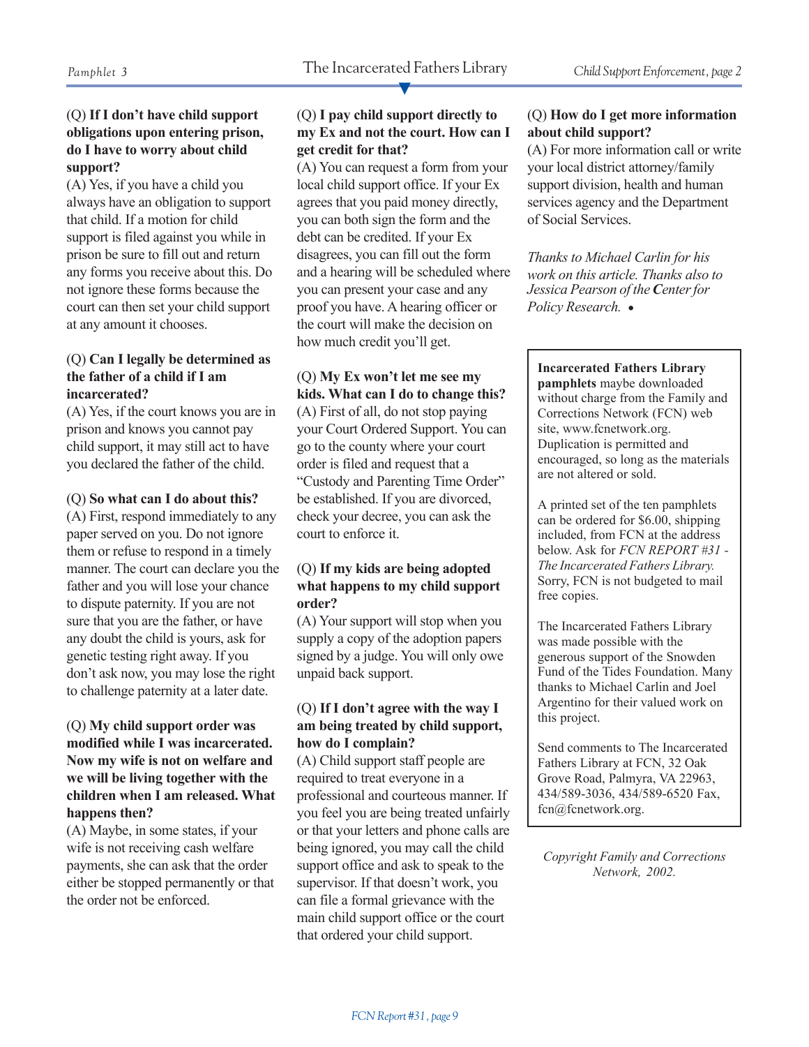(Q) **If I don't have child support obligations upon entering prison, do I have to worry about child support?**
(A) Yes, if you have a child you always have an obligation to support that child. If a motion for child support is filed against you while in prison be sure to fill out and return any forms you receive about this. Do not ignore these forms because the court can then set your child support at any amount it chooses.

(Q) **Can I legally be determined as the father of a child if I am incarcerated?**
(A) Yes, if the court knows you are in prison and knows you cannot pay child support, it may still act to have you declared the father of the child.

(Q) **So what can I do about this?**
(A) First, respond immediately to any paper served on you. Do not ignore them or refuse to respond in a timely manner. The court can declare you the father and you will lose your chance to dispute paternity. If you are not sure that you are the father, or have any doubt the child is yours, ask for genetic testing right away. If you don't ask now, you may lose the right to challenge paternity at a later date.

(Q) **My child support order was modified while I was incarcerated. Now my wife is not on welfare and we will be living together with the children when I am released. What happens then?**
(A) Maybe, in some states, if your wife is not receiving cash welfare payments, she can ask that the order either be stopped permanently or that the order not be enforced.

(Q) **I pay child support directly to my Ex and not the court. How can I get credit for that?**
(A) You can request a form from your local child support office. If your Ex agrees that you paid money directly, you can both sign the form and the debt can be credited. If your Ex disagrees, you can fill out the form and a hearing will be scheduled where you can present your case and any proof you have. A hearing officer or the court will make the decision on how much credit you'll get.

(Q) **My Ex won't let me see my kids. What can I do to change this?**
(A) First of all, do not stop paying your Court Ordered Support. You can go to the county where your court order is filed and request that a "Custody and Parenting Time Order" be established. If you are divorced, check your decree, you can ask the court to enforce it.

(Q) **If my kids are being adopted what happens to my child support order?**
(A) Your support will stop when you supply a copy of the adoption papers signed by a judge. You will only owe unpaid back support.

(Q) **If I don't agree with the way I am being treated by child support, how do I complain?**
(A) Child support staff people are required to treat everyone in a professional and courteous manner. If you feel you are being treated unfairly or that your letters and phone calls are being ignored, you may call the child support office and ask to speak to the supervisor. If that doesn't work, you can file a formal grievance with the main child support office or the court that ordered your child support.

(Q) **How do I get more information about child support?**
(A) For more information call or write your local district attorney/family support division, health and human services agency and the Department of Social Services.

*Thanks to Michael Carlin for his work on this article. Thanks also to Jessica Pearson of the Center for Policy Research.* •

**Incarcerated Fathers Library pamphlets** maybe downloaded without charge from the Family and Corrections Network (FCN) web site, www.fcnetwork.org. Duplication is permitted and encouraged, so long as the materials are not altered or sold.

A printed set of the ten pamphlets can be ordered for $6.00, shipping included, from FCN at the address below. Ask for *FCN REPORT #31 - The Incarcerated Fathers Library.* Sorry, FCN is not budgeted to mail free copies.

The Incarcerated Fathers Library was made possible with the generous support of the Snowden Fund of the Tides Foundation. Many thanks to Michael Carlin and Joel Argentino for their valued work on this project.

Send comments to The Incarcerated Fathers Library at FCN, 32 Oak Grove Road, Palmyra, VA 22963, 434/589-3036, 434/589-6520 Fax, fcn@fcnetwork.org.

*Copyright Family and Corrections Network, 2002.*